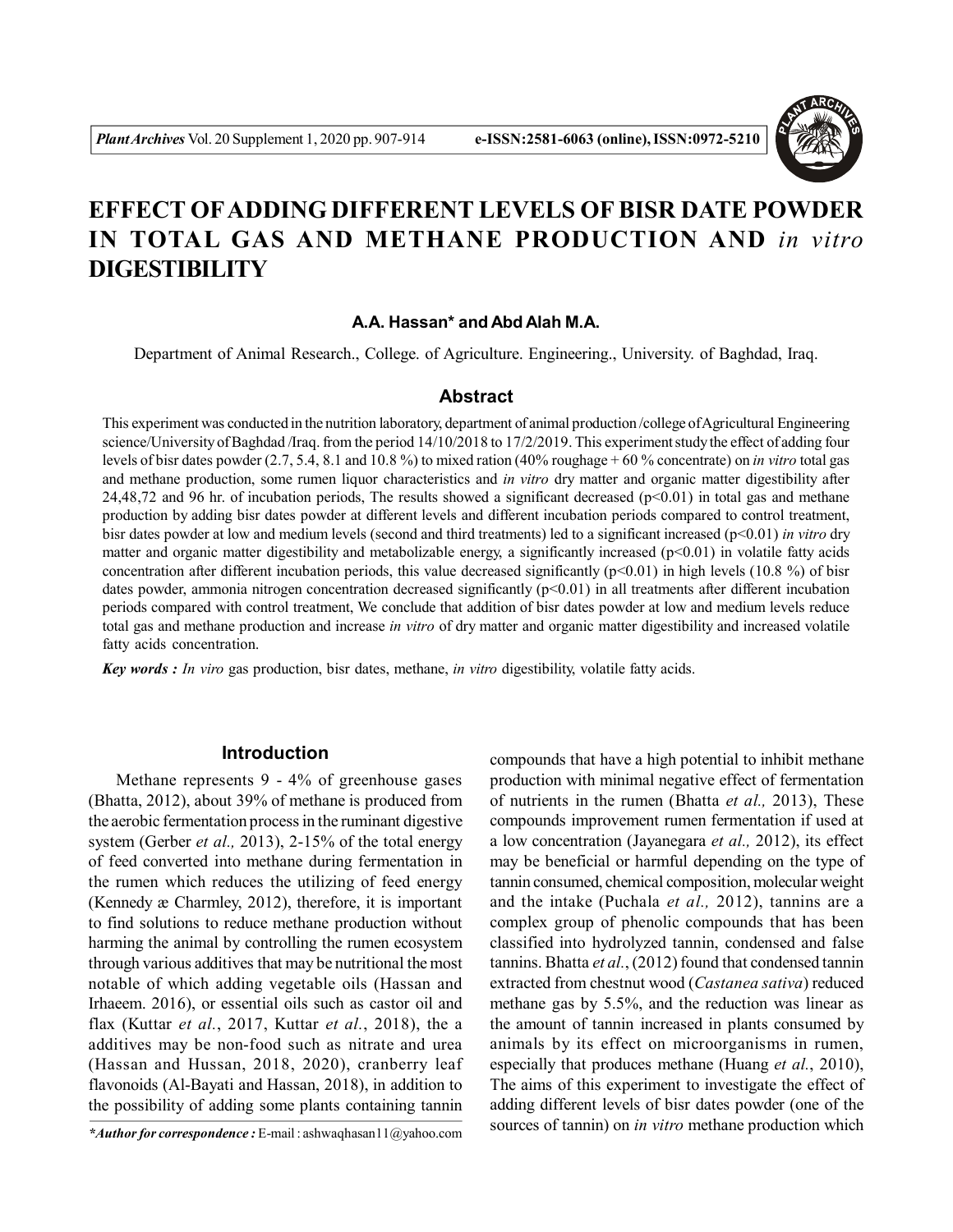# EFFECT OF ADDING DIFFERENT LEVELS OF BISR DATE POWDER IN TOTAL GAS AND METHANE PRODUCTION AND *in vitro* DIGESTIBILITY

**A.A. Hassan\* and Abd Alah M.A.**

Department of Animal Research., College. of Agriculture. Engineering., University. of Baghdad, Iraq.

## Abstract

This experiment was conducted in the nutrition laboratory, department of animal production /college of Agricultural Engineering science/University of Baghdad /Iraq. from the period 14/10/2018 to 17/2/2019. This experiment study the effect of adding four levels of bisr dates powder (2.7, 5.4, 8.1 and 10.8 %) to mixed ration (40% roughage + 60 % concentrate) on *in vitro* total gas and methane production, some rumen liquor characteristics and *in vitro* dry matter and organic matter digestibility after 24,48,72 and 96 hr. of incubation periods, The results showed a significant decreased ($p<0.01$) in total gas and methane production by adding bisr dates powder at different levels and different incubation periods compared to control treatment, bisr dates powder at low and medium levels (second and third treatments) led to a significant increased ($p<0.01$) *in vitro* dry matter and organic matter digestibility and metabolizable energy, a significantly increased ($p<0.01$) in volatile fatty acids concentration after different incubation periods, this value decreased significantly ($p<0.01$) in high levels (10.8 %) of bisr dates powder, ammonia nitrogen concentration decreased significantly ($p<0.01$) in all treatments after different incubation periods compared with control treatment, We conclude that addition of bisr dates powder at low and medium levels reduce total gas and methane production and increase *in vitro* of dry matter and organic matter digestibility and increased volatile fatty acids concentration.

***Key words :*** *In viro* gas production, bisr dates, methane, *in vitro* digestibility, volatile fatty acids.

## Introduction

Methane represents 9 - 4% of greenhouse gases (Bhatta, 2012), about 39% of methane is produced from the aerobic fermentation process in the ruminant digestive system (Gerber *et al.,* 2013), 2-15% of the total energy of feed converted into methane during fermentation in the rumen which reduces the utilizing of feed energy (Kennedy æ Charmley, 2012), therefore, it is important to find solutions to reduce methane production without harming the animal by controlling the rumen ecosystem through various additives that may be nutritional the most notable of which adding vegetable oils (Hassan and Irhaeem. 2016), or essential oils such as castor oil and flax (Kuttar *et al.*, 2017, Kuttar *et al.*, 2018), the a additives may be non-food such as nitrate and urea (Hassan and Hussan, 2018, 2020), cranberry leaf flavonoids (Al-Bayati and Hassan, 2018), in addition to the possibility of adding some plants containing tannin compounds that have a high potential to inhibit methane production with minimal negative effect of fermentation of nutrients in the rumen (Bhatta *et al.,* 2013), These compounds improvement rumen fermentation if used at a low concentration (Jayanegara *et al.,* 2012), its effect may be beneficial or harmful depending on the type of tannin consumed, chemical composition, molecular weight and the intake (Puchala *et al.,* 2012), tannins are a complex group of phenolic compounds that has been classified into hydrolyzed tannin, condensed and false tannins. Bhatta *et al.*, (2012) found that condensed tannin extracted from chestnut wood (*Castanea sativa*) reduced methane gas by 5.5%, and the reduction was linear as the amount of tannin increased in plants consumed by animals by its effect on microorganisms in rumen, especially that produces methane (Huang *et al.*, 2010), The aims of this experiment to investigate the effect of adding different levels of bisr dates powder (one of the sources of tannin) on *in vitro* methane production which

***\*Author for correspondence :*** E-mail : ashwaqhasan11@yahoo.com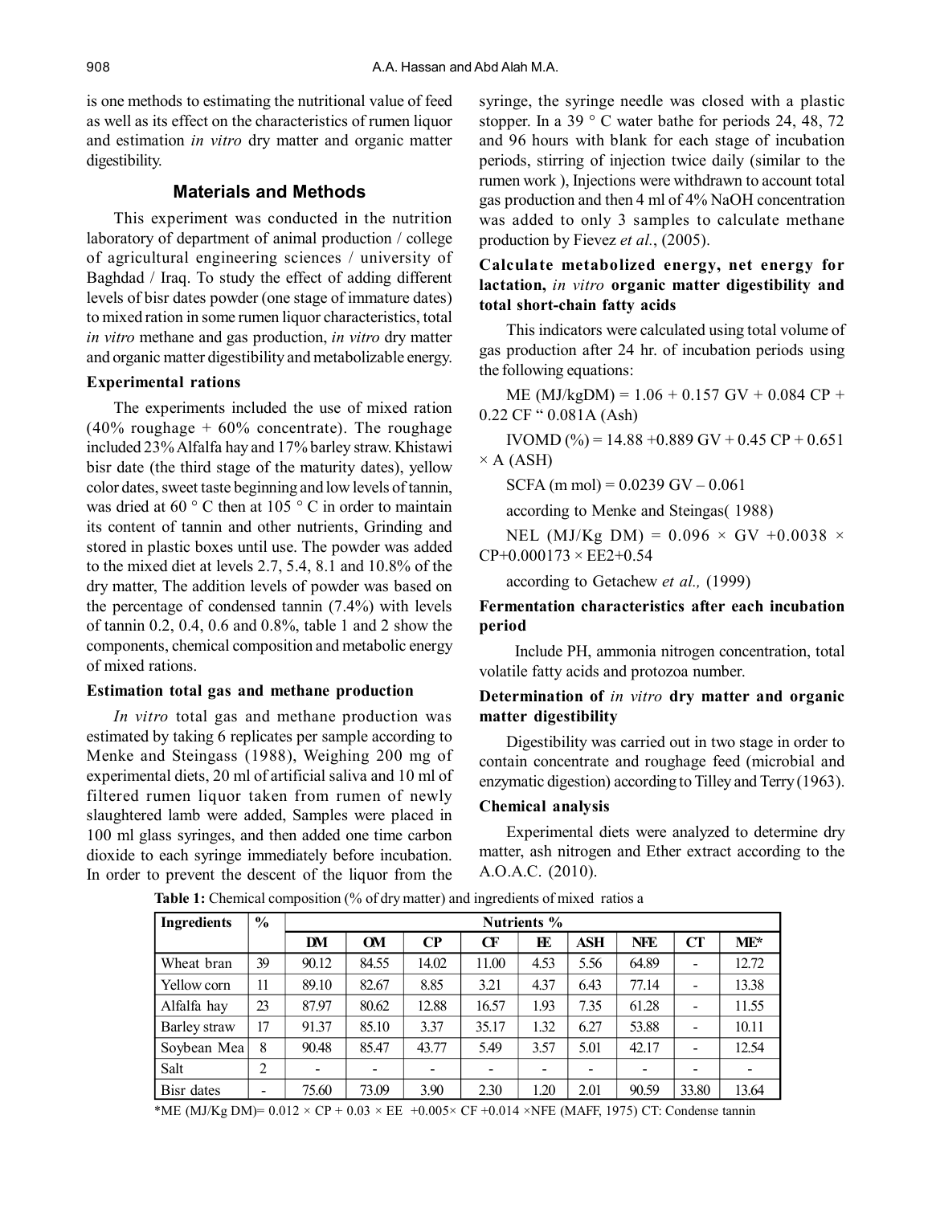is one methods to estimating the nutritional value of feed as well as its effect on the characteristics of rumen liquor and estimation *in vitro* dry matter and organic matter digestibility.

## Materials and Methods

This experiment was conducted in the nutrition laboratory of department of animal production / college of agricultural engineering sciences / university of Baghdad / Iraq. To study the effect of adding different levels of bisr dates powder (one stage of immature dates) to mixed ration in some rumen liquor characteristics, total *in vitro* methane and gas production, *in vitro* dry matter and organic matter digestibility and metabolizable energy.

### Experimental rations

The experiments included the use of mixed ration (40% roughage + 60% concentrate). The roughage included 23% Alfalfa hay and 17% barley straw. Khistawi bisr date (the third stage of the maturity dates), yellow color dates, sweet taste beginning and low levels of tannin, was dried at 60 ° C then at 105 ° C in order to maintain its content of tannin and other nutrients, Grinding and stored in plastic boxes until use. The powder was added to the mixed diet at levels 2.7, 5.4, 8.1 and 10.8% of the dry matter, The addition levels of powder was based on the percentage of condensed tannin (7.4%) with levels of tannin 0.2, 0.4, 0.6 and 0.8%, table 1 and 2 show the components, chemical composition and metabolic energy of mixed rations.

### Estimation total gas and methane production

*In vitro* total gas and methane production was estimated by taking 6 replicates per sample according to Menke and Steingass (1988), Weighing 200 mg of experimental diets, 20 ml of artificial saliva and 10 ml of filtered rumen liquor taken from rumen of newly slaughtered lamb were added, Samples were placed in 100 ml glass syringes, and then added one time carbon dioxide to each syringe immediately before incubation. In order to prevent the descent of the liquor from the syringe, the syringe needle was closed with a plastic stopper. In a 39 ° C water bathe for periods 24, 48, 72 and 96 hours with blank for each stage of incubation periods, stirring of injection twice daily (similar to the rumen work ), Injections were withdrawn to account total gas production and then 4 ml of 4% NaOH concentration was added to only 3 samples to calculate methane production by Fievez *et al.*, (2005).

### Calculate metabolized energy, net energy for lactation, *in vitro* organic matter digestibility and total short-chain fatty acids

This indicators were calculated using total volume of gas production after 24 hr. of incubation periods using the following equations:

ME (MJ/kgDM) = 1.06 + 0.157 GV + 0.084 CP + 0.22 CF " 0.081A (Ash)

IVOMD (%) = 14.88 +0.889 GV + 0.45 CP + 0.651 × A (ASH)

SCFA (m mol) = 0.0239 GV – 0.061

according to Menke and Steingas( 1988)

NEL (MJ/Kg DM) = 0.096 × GV +0.0038 × CP+0.000173 × EE2+0.54

according to Getachew *et al.,* (1999)

### Fermentation characteristics after each incubation period

Include PH, ammonia nitrogen concentration, total volatile fatty acids and protozoa number.

### Determination of *in vitro* dry matter and organic matter digestibility

Digestibility was carried out in two stage in order to contain concentrate and roughage feed (microbial and enzymatic digestion) according to Tilley and Terry (1963).

### Chemical analysis

Experimental diets were analyzed to determine dry matter, ash nitrogen and Ether extract according to the A.O.A.C. (2010).

**Table 1:** Chemical composition (% of dry matter) and ingredients of mixed ratios a

| Ingredients | % | Nutrients % | | | | | | | | |
|---|---|---|---|---|---|---|---|---|---|---|
| | | DM | OM | CP | CF | EE | ASH | NFE | CT | ME* |
| Wheat bran | 39 | 90.12 | 84.55 | 14.02 | 11.00 | 4.53 | 5.56 | 64.89 | - | 12.72 |
| Yellow corn | 11 | 89.10 | 82.67 | 8.85 | 3.21 | 4.37 | 6.43 | 77.14 | - | 13.38 |
| Alfalfa hay | 23 | 87.97 | 80.62 | 12.88 | 16.57 | 1.93 | 7.35 | 61.28 | - | 11.55 |
| Barley straw | 17 | 91.37 | 85.10 | 3.37 | 35.17 | 1.32 | 6.27 | 53.88 | - | 10.11 |
| Soybean Mea | 8 | 90.48 | 85.47 | 43.77 | 5.49 | 3.57 | 5.01 | 42.17 | - | 12.54 |
| Salt | 2 | - | - | - | - | - | - | - | - | - |
| Bisr dates | - | 75.60 | 73.09 | 3.90 | 2.30 | 1.20 | 2.01 | 90.59 | 33.80 | 13.64 |

*ME (MJ/Kg DM)= 0.012 × CP + 0.03 × EE +0.005× CF +0.014 ×NFE (MAFF, 1975) CT: Condense tannin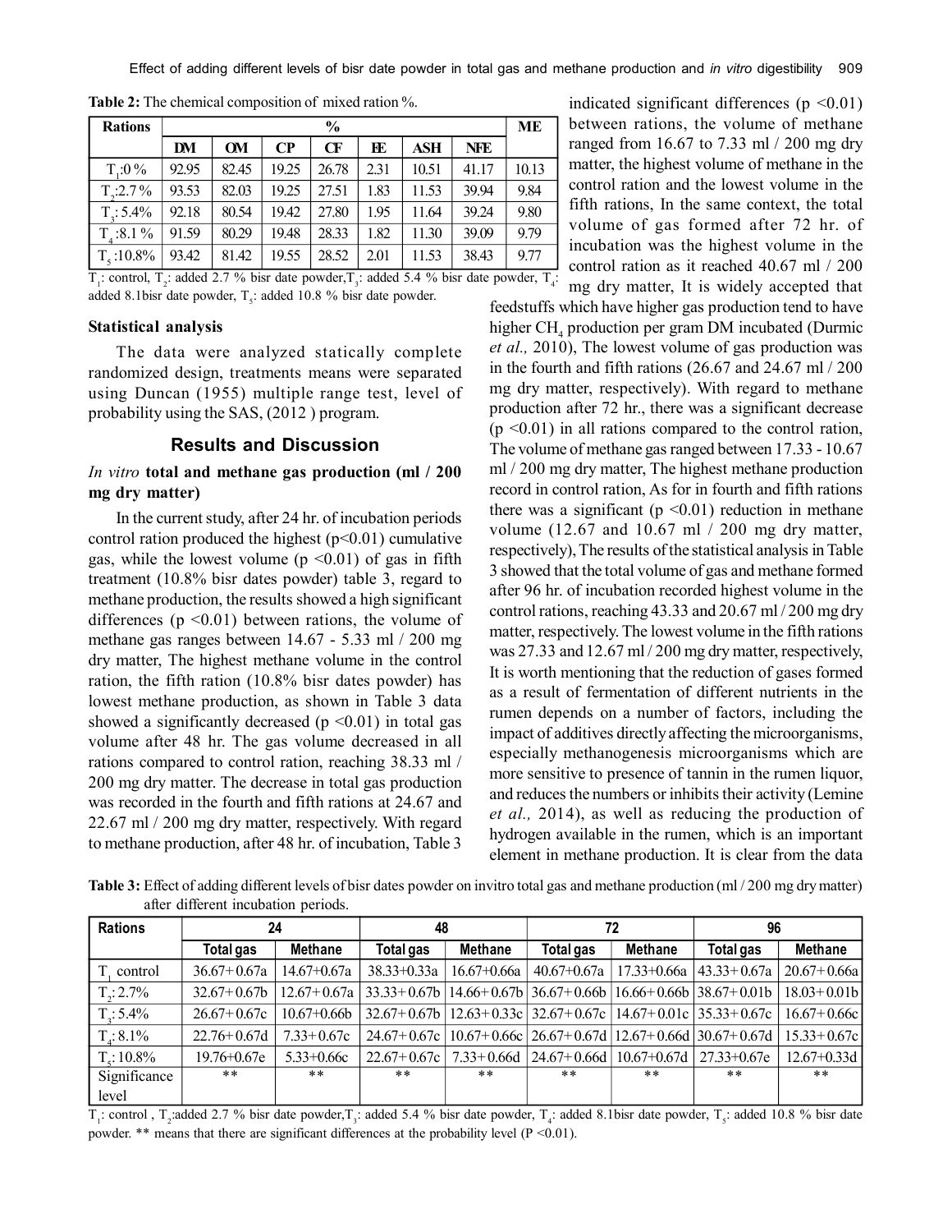**Table 2:** The chemical composition of mixed ration %.

| Rations | % | | | | | | | ME |
|---|---|---|---|---|---|---|---|---|
| | DM | OM | CP | CF | EE | ASH | NFE | |
| $T_1$:0 % | 92.95 | 82.45 | 19.25 | 26.78 | 2.31 | 10.51 | 41.17 | 10.13 |
| $T_2$:2.7 % | 93.53 | 82.03 | 19.25 | 27.51 | 1.83 | 11.53 | 39.94 | 9.84 |
| $T_3$: 5.4% | 92.18 | 80.54 | 19.42 | 27.80 | 1.95 | 11.64 | 39.24 | 9.80 |
| $T_4$ :8.1 % | 91.59 | 80.29 | 19.48 | 28.33 | 1.82 | 11.30 | 39.09 | 9.79 |
| $T_5$ :10.8% | 93.42 | 81.42 | 19.55 | 28.52 | 2.01 | 11.53 | 38.43 | 9.77 |

$T_1$: control, $T_2$: added 2.7 % bisr date powder,$T_3$: added 5.4 % bisr date powder, $T_4$: added 8.1bisr date powder, $T_5$: added 10.8 % bisr date powder.

### Statistical analysis

The data were analyzed statically complete randomized design, treatments means were separated using Duncan (1955) multiple range test, level of probability using the SAS, (2012 ) program.

## Results and Discussion

### *In vitro* total and methane gas production (ml / 200 mg dry matter)

In the current study, after 24 hr. of incubation periods control ration produced the highest ($p<0.01$) cumulative gas, while the lowest volume ($p <0.01$) of gas in fifth treatment (10.8% bisr dates powder) table 3, regard to methane production, the results showed a high significant differences ($p <0.01$) between rations, the volume of methane gas ranges between 14.67 - 5.33 ml / 200 mg dry matter, The highest methane volume in the control ration, the fifth ration (10.8% bisr dates powder) has lowest methane production, as shown in Table 3 data showed a significantly decreased ($p <0.01$) in total gas volume after 48 hr. The gas volume decreased in all rations compared to control ration, reaching 38.33 ml / 200 mg dry matter. The decrease in total gas production was recorded in the fourth and fifth rations at 24.67 and 22.67 ml / 200 mg dry matter, respectively. With regard to methane production, after 48 hr. of incubation, Table 3 indicated significant differences ($p <0.01$) between rations, the volume of methane ranged from 16.67 to 7.33 ml / 200 mg dry matter, the highest volume of methane in the control ration and the lowest volume in the fifth rations, In the same context, the total volume of gas formed after 72 hr. of incubation was the highest volume in the control ration as it reached 40.67 ml / 200 mg dry matter, It is widely accepted that feedstuffs which have higher gas production tend to have higher $CH_4$ production per gram DM incubated (Durmic *et al.,* 2010), The lowest volume of gas production was in the fourth and fifth rations (26.67 and 24.67 ml / 200 mg dry matter, respectively). With regard to methane production after 72 hr., there was a significant decrease ($p <0.01$) in all rations compared to the control ration, The volume of methane gas ranged between 17.33 - 10.67 ml / 200 mg dry matter, The highest methane production record in control ration, As for in fourth and fifth rations there was a significant ($p <0.01$) reduction in methane volume (12.67 and 10.67 ml / 200 mg dry matter, respectively), The results of the statistical analysis in Table 3 showed that the total volume of gas and methane formed after 96 hr. of incubation recorded highest volume in the control rations, reaching 43.33 and 20.67 ml / 200 mg dry matter, respectively. The lowest volume in the fifth rations was 27.33 and 12.67 ml / 200 mg dry matter, respectively, It is worth mentioning that the reduction of gases formed as a result of fermentation of different nutrients in the rumen depends on a number of factors, including the impact of additives directly affecting the microorganisms, especially methanogenesis microorganisms which are more sensitive to presence of tannin in the rumen liquor, and reduces the numbers or inhibits their activity (Lemine *et al.,* 2014), as well as reducing the production of hydrogen available in the rumen, which is an important element in methane production. It is clear from the data

**Table 3:** Effect of adding different levels of bisr dates powder on invitro total gas and methane production (ml / 200 mg dry matter) after different incubation periods.

| Rations | 24 | | 48 | | 72 | | 96 | |
|---|---|---|---|---|---|---|---|---|
| | Total gas | Methane | Total gas | Methane | Total gas | Methane | Total gas | Methane |
| $T_1$ control | 36.67+ 0.67a | 14.67+0.67a | 38.33+0.33a | 16.67+0.66a | 40.67+0.67a | 17.33+0.66a | 43.33+ 0.67a | 20.67+ 0.66a |
| $T_2$: 2.7% | 32.67+ 0.67b | 12.67+ 0.67a | 33.33+ 0.67b | 14.66+ 0.67b | 36.67+ 0.66b | 16.66+ 0.66b | 38.67+ 0.01b | 18.03+ 0.01b |
| $T_3$: 5.4% | 26.67+ 0.67c | 10.67+0.66b | 32.67+ 0.67b | 12.63+ 0.33c | 32.67+ 0.67c | 14.67+ 0.01c | 35.33+ 0.67c | 16.67+ 0.66c |
| $T_4$: 8.1% | 22.76+ 0.67d | 7.33+ 0.67c | 24.67+ 0.67c | 10.67+ 0.66c | 26.67+ 0.67d | 12.67+ 0.66d | 30.67+ 0.67d | 15.33+ 0.67c |
| $T_5$: 10.8% | 19.76+0.67e | 5.33+0.66c | 22.67+ 0.67c | 7.33+ 0.66d | 24.67+ 0.66d | 10.67+0.67d | 27.33+0.67e | 12.67+0.33d |
| Significance level | ** | ** | ** | ** | ** | ** | ** | ** |

$T_1$: control , $T_2$:added 2.7 % bisr date powder,$T_3$: added 5.4 % bisr date powder, $T_4$: added 8.1bisr date powder, $T_5$: added 10.8 % bisr date powder. ** means that there are significant differences at the probability level ($P <0.01$).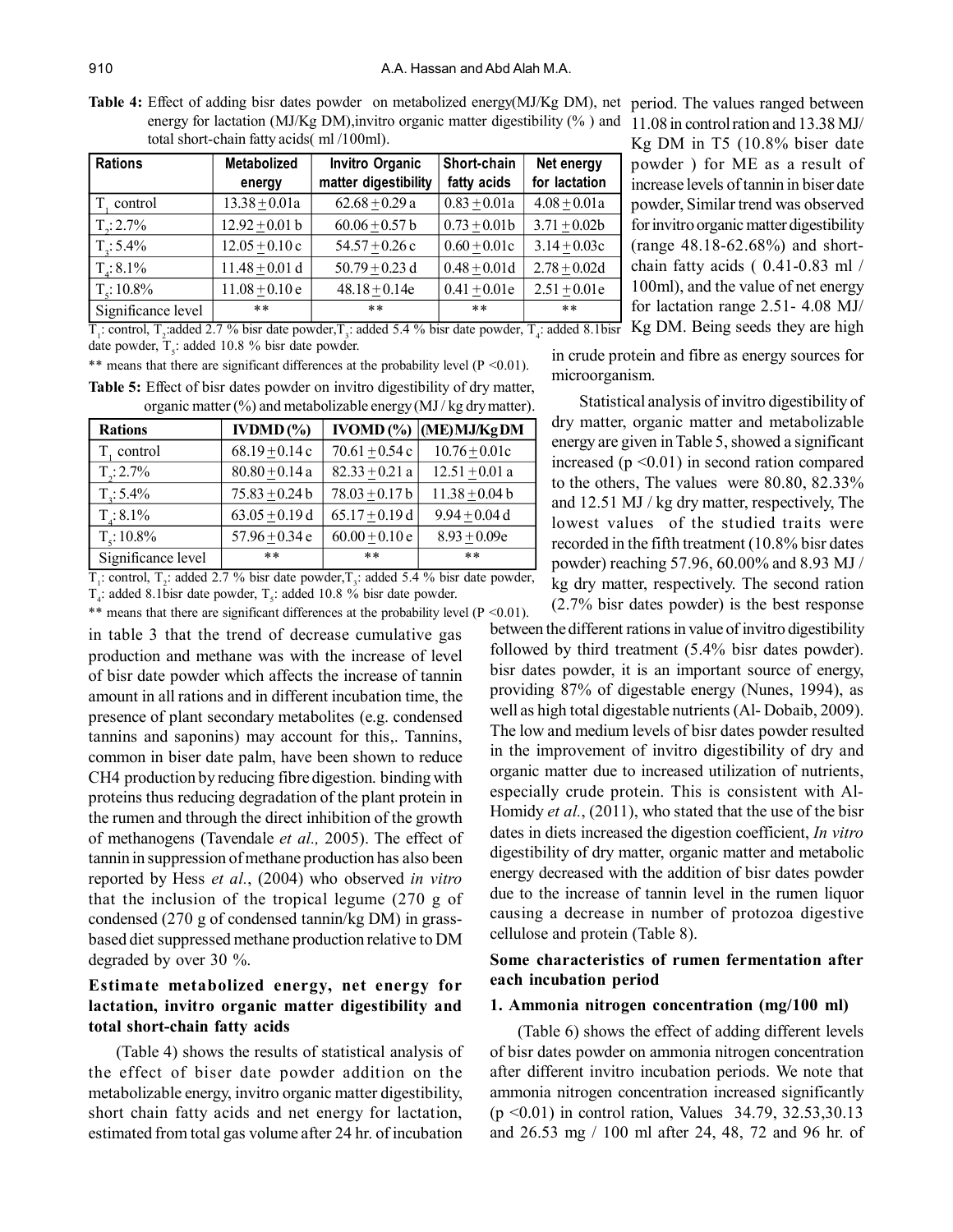**Table 4:** Effect of adding bisr dates powder on metabolized energy(MJ/Kg DM), net energy for lactation (MJ/Kg DM),invitro organic matter digestibility (% ) and total short-chain fatty acids( ml /100ml).

| Rations | Metabolized energy | Invitro Organic matter digestibility | Short-chain fatty acids | Net energy for lactation |
|---|---|---|---|---|
| $T_1$ control | 13.38 ± 0.01a | 62.68 ± 0.29 a | 0.83 ± 0.01a | 4.08 ± 0.01a |
| $T_2$: 2.7% | 12.92 ± 0.01 b | 60.06 ± 0.57 b | 0.73 ± 0.01b | 3.71 ± 0.02b |
| $T_3$: 5.4% | 12.05 ± 0.10 c | 54.57 ± 0.26 c | 0.60 ± 0.01c | 3.14 ± 0.03c |
| $T_4$: 8.1% | 11.48 ± 0.01 d | 50.79 ± 0.23 d | 0.48 ± 0.01d | 2.78 ± 0.02d |
| $T_5$: 10.8% | 11.08 ± 0.10 e | 48.18 ± 0.14e | 0.41 ± 0.01e | 2.51 ± 0.01e |
| Significance level | ** | ** | ** | ** |

$T_1$: control, $T_2$:added 2.7 % bisr date powder,$T_3$: added 5.4 % bisr date powder, $T_4$: added 8.1bisr date powder, $T_5$: added 10.8 % bisr date powder.

** means that there are significant differences at the probability level (P <0.01).

**Table 5:** Effect of bisr dates powder on invitro digestibility of dry matter, organic matter (%) and metabolizable energy (MJ / kg dry matter).

| Rations | IVDMD (%) | IVOMD (%) | (ME) MJ/Kg DM |
|---|---|---|---|
| $T_1$ control | 68.19 ± 0.14 c | 70.61 ± 0.54 c | 10.76 ± 0.01c |
| $T_2$: 2.7% | 80.80 ± 0.14 a | 82.33 ± 0.21 a | 12.51 ± 0.01 a |
| $T_3$: 5.4% | 75.83 ± 0.24 b | 78.03 ± 0.17 b | 11.38 ± 0.04 b |
| $T_4$: 8.1% | 63.05 ± 0.19 d | 65.17 ± 0.19 d | 9.94 ± 0.04 d |
| $T_5$: 10.8% | 57.96 ± 0.34 e | 60.00 ± 0.10 e | 8.93 ± 0.09e |
| Significance level | ** | ** | ** |

$T_1$: control, $T_2$: added 2.7 % bisr date powder,$T_3$: added 5.4 % bisr date powder, $T_4$: added 8.1bisr date powder, $T_5$: added 10.8 % bisr date powder.

** means that there are significant differences at the probability level (P <0.01).

in table 3 that the trend of decrease cumulative gas production and methane was with the increase of level of bisr date powder which affects the increase of tannin amount in all rations and in different incubation time, the presence of plant secondary metabolites (e.g. condensed tannins and saponins) may account for this,. Tannins, common in biser date palm, have been shown to reduce CH4 production by reducing fibre digestion. binding with proteins thus reducing degradation of the plant protein in the rumen and through the direct inhibition of the growth of methanogens (Tavendale *et al.,* 2005). The effect of tannin in suppression of methane production has also been reported by Hess *et al.*, (2004) who observed *in vitro* that the inclusion of the tropical legume (270 g of condensed (270 g of condensed tannin/kg DM) in grass-based diet suppressed methane production relative to DM degraded by over 30 %.

## Estimate metabolized energy, net energy for lactation, invitro organic matter digestibility and total short-chain fatty acids

(Table 4) shows the results of statistical analysis of the effect of biser date powder addition on the metabolizable energy, invitro organic matter digestibility, short chain fatty acids and net energy for lactation, estimated from total gas volume after 24 hr. of incubation period. The values ranged between 11.08 in control ration and 13.38 MJ/ Kg DM in T5 (10.8% biser date powder ) for ME as a result of increase levels of tannin in biser date powder, Similar trend was observed for invitro organic matter digestibility (range 48.18-62.68%) and short-chain fatty acids ( 0.41-0.83 ml / 100ml), and the value of net energy for lactation range 2.51- 4.08 MJ/ Kg DM. Being seeds they are high in crude protein and fibre as energy sources for microorganism.

Statistical analysis of invitro digestibility of dry matter, organic matter and metabolizable energy are given in Table 5, showed a significant increased (p <0.01) in second ration compared to the others, The values were 80.80, 82.33% and 12.51 MJ / kg dry matter, respectively, The lowest values of the studied traits were recorded in the fifth treatment (10.8% bisr dates powder) reaching 57.96, 60.00% and 8.93 MJ / kg dry matter, respectively. The second ration (2.7% bisr dates powder) is the best response between the different rations in value of invitro digestibility followed by third treatment (5.4% bisr dates powder). bisr dates powder, it is an important source of energy, providing 87% of digestable energy (Nunes, 1994), as well as high total digestable nutrients (Al- Dobaib, 2009). The low and medium levels of bisr dates powder resulted in the improvement of invitro digestibility of dry and organic matter due to increased utilization of nutrients, especially crude protein. This is consistent with Al-Homidy *et al.*, (2011), who stated that the use of the bisr dates in diets increased the digestion coefficient, *In vitro* digestibility of dry matter, organic matter and metabolic energy decreased with the addition of bisr dates powder due to the increase of tannin level in the rumen liquor causing a decrease in number of protozoa digestive cellulose and protein (Table 8).

## Some characteristics of rumen fermentation after each incubation period

### 1. Ammonia nitrogen concentration (mg/100 ml)

(Table 6) shows the effect of adding different levels of bisr dates powder on ammonia nitrogen concentration after different invitro incubation periods. We note that ammonia nitrogen concentration increased significantly (p <0.01) in control ration, Values 34.79, 32.53,30.13 and 26.53 mg / 100 ml after 24, 48, 72 and 96 hr. of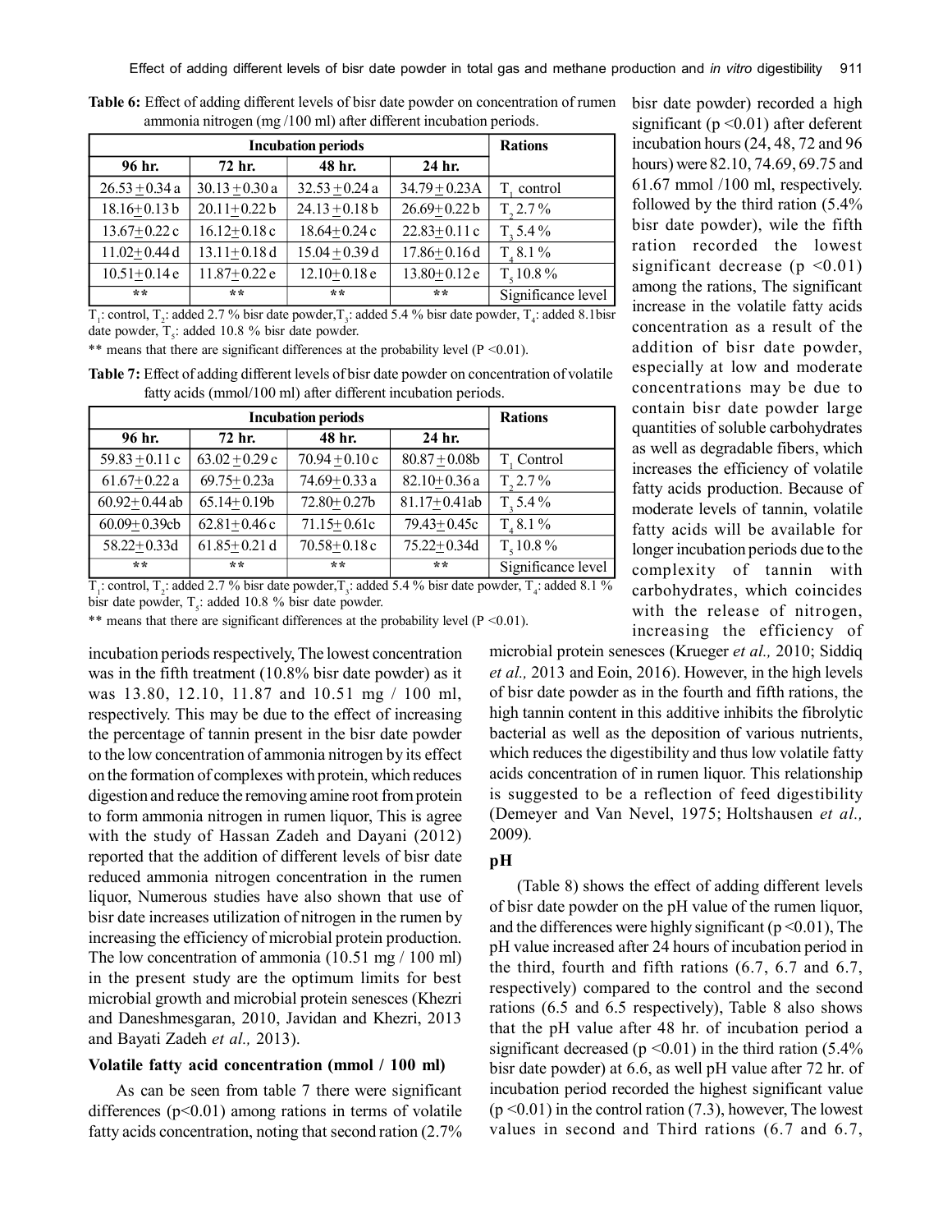**Table 6:** Effect of adding different levels of bisr date powder on concentration of rumen ammonia nitrogen (mg /100 ml) after different incubation periods.

| Incubation periods | | | | Rations |
|---|---|---|---|---|
| 96 hr. | 72 hr. | 48 hr. | 24 hr. | |
| 26.53 + 0.34 a | 30.13 + 0.30 a | 32.53 + 0.24 a | 34.79 + 0.23A | $T_1$ control |
| 18.16+ 0.13 b | 20.11+ 0.22 b | 24.13 + 0.18 b | 26.69+ 0.22 b | $T_2$ 2.7 % |
| 13.67+ 0.22 c | 16.12+ 0.18 c | 18.64+ 0.24 c | 22.83+ 0.11 c | $T_3$ 5.4 % |
| 11.02+ 0.44 d | 13.11+ 0.18 d | 15.04 + 0.39 d | 17.86+ 0.16 d | $T_4$ 8.1 % |
| 10.51+ 0.14 e | 11.87+ 0.22 e | 12.10+ 0.18 e | 13.80+ 0.12 e | $T_5$ 10.8 % |
| ** | ** | ** | ** | Significance level |

$T_1$: control, $T_2$: added 2.7 % bisr date powder, $T_3$: added 5.4 % bisr date powder, $T_4$: added 8.1bisr date powder, $T_5$: added 10.8 % bisr date powder.

** means that there are significant differences at the probability level (P <0.01).

**Table 7:** Effect of adding different levels of bisr date powder on concentration of volatile fatty acids (mmol/100 ml) after different incubation periods.

| Incubation periods | | | | Rations |
|---|---|---|---|---|
| 96 hr. | 72 hr. | 48 hr. | 24 hr. | |
| 59.83 + 0.11 c | 63.02 + 0.29 c | 70.94 + 0.10 c | 80.87 + 0.08b | $T_1$ Control |
| 61.67+ 0.22 a | 69.75+ 0.23a | 74.69+ 0.33 a | 82.10+ 0.36 a | $T_2$ 2.7 % |
| 60.92+ 0.44 ab | 65.14+ 0.19b | 72.80+ 0.27b | 81.17+ 0.41ab | $T_3$ 5.4 % |
| 60.09+ 0.39cb | 62.81+ 0.46 c | 71.15+ 0.61c | 79.43+ 0.45c | $T_4$ 8.1 % |
| 58.22+ 0.33d | 61.85+ 0.21 d | 70.58+ 0.18 c | 75.22+ 0.34d | $T_5$ 10.8 % |
| ** | ** | ** | ** | Significance level |

$T_1$: control, $T_2$: added 2.7 % bisr date powder, $T_3$: added 5.4 % bisr date powder, $T_4$: added 8.1 % bisr date powder, $T_5$: added 10.8 % bisr date powder.

** means that there are significant differences at the probability level (P <0.01).

incubation periods respectively, The lowest concentration was in the fifth treatment (10.8% bisr date powder) as it was 13.80, 12.10, 11.87 and 10.51 mg / 100 ml, respectively. This may be due to the effect of increasing the percentage of tannin present in the bisr date powder to the low concentration of ammonia nitrogen by its effect on the formation of complexes with protein, which reduces digestion and reduce the removing amine root from protein to form ammonia nitrogen in rumen liquor, This is agree with the study of Hassan Zadeh and Dayani (2012) reported that the addition of different levels of bisr date reduced ammonia nitrogen concentration in the rumen liquor, Numerous studies have also shown that use of bisr date increases utilization of nitrogen in the rumen by increasing the efficiency of microbial protein production. The low concentration of ammonia (10.51 mg / 100 ml) in the present study are the optimum limits for best microbial growth and microbial protein senesces (Khezri and Daneshmesgaran, 2010, Javidan and Khezri, 2013 and Bayati Zadeh *et al.,* 2013).

### Volatile fatty acid concentration (mmol / 100 ml)

As can be seen from table 7 there were significant differences (p<0.01) among rations in terms of volatile fatty acids concentration, noting that second ration (2.7% bisr date powder) recorded a high significant (p <0.01) after deferent incubation hours (24, 48, 72 and 96 hours) were 82.10, 74.69, 69.75 and 61.67 mmol /100 ml, respectively. followed by the third ration (5.4% bisr date powder), wile the fifth ration recorded the lowest significant decrease (p <0.01) among the rations, The significant increase in the volatile fatty acids concentration as a result of the addition of bisr date powder, especially at low and moderate concentrations may be due to contain bisr date powder large quantities of soluble carbohydrates as well as degradable fibers, which increases the efficiency of volatile fatty acids production. Because of moderate levels of tannin, volatile fatty acids will be available for longer incubation periods due to the complexity of tannin with carbohydrates, which coincides with the release of nitrogen, increasing the efficiency of microbial protein senesces (Krueger *et al.,* 2010; Siddiq *et al.,* 2013 and Eoin, 2016). However, in the high levels of bisr date powder as in the fourth and fifth rations, the high tannin content in this additive inhibits the fibrolytic bacterial as well as the deposition of various nutrients, which reduces the digestibility and thus low volatile fatty acids concentration of in rumen liquor. This relationship is suggested to be a reflection of feed digestibility (Demeyer and Van Nevel, 1975; Holtshausen *et al.,* 2009).

### pH

(Table 8) shows the effect of adding different levels of bisr date powder on the pH value of the rumen liquor, and the differences were highly significant (p <0.01), The pH value increased after 24 hours of incubation period in the third, fourth and fifth rations (6.7, 6.7 and 6.7, respectively) compared to the control and the second rations (6.5 and 6.5 respectively), Table 8 also shows that the pH value after 48 hr. of incubation period a significant decreased (p <0.01) in the third ration (5.4% bisr date powder) at 6.6, as well pH value after 72 hr. of incubation period recorded the highest significant value (p <0.01) in the control ration (7.3), however, The lowest values in second and Third rations (6.7 and 6.7,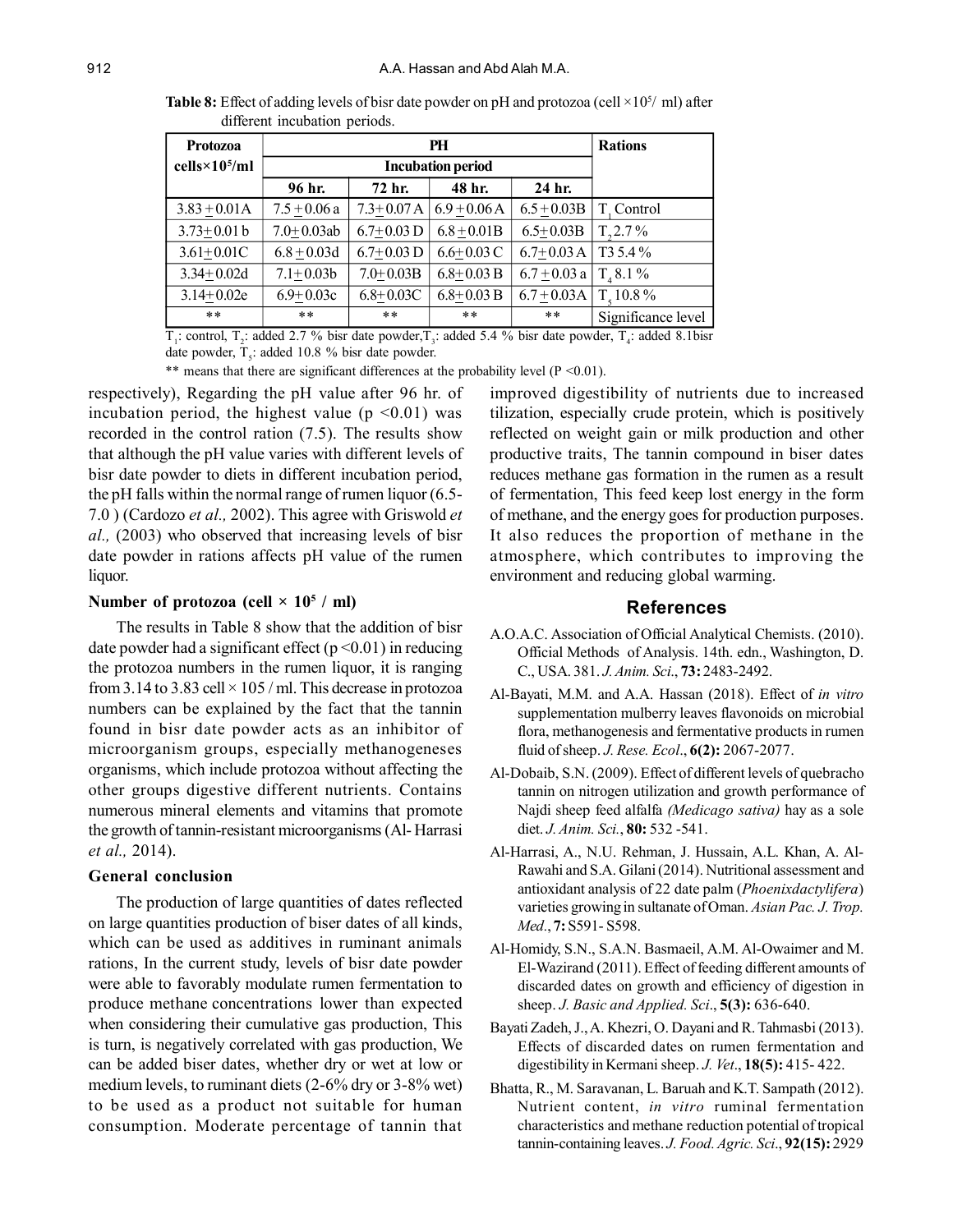**Table 8:** Effect of adding levels of bisr date powder on pH and protozoa (cell $\times 10^5$/ ml) after different incubation periods.

| Protozoa cells$\times 10^5$/ml | PH | | | | Rations |
|---|---|---|---|---|---|
| | Incubation period | | | | |
| | 96 hr. | 72 hr. | 48 hr. | 24 hr. | |
| 3.83 ± 0.01A | 7.5 ± 0.06 a | 7.3± 0.07 A | 6.9 ± 0.06 A | 6.5 ± 0.03B | $T_1$ Control |
| 3.73± 0.01 b | 7.0± 0.03ab | 6.7± 0.03 D | 6.8 ± 0.01B | 6.5± 0.03B | $T_2$ 2.7 % |
| 3.61± 0.01C | 6.8 ± 0.03d | 6.7± 0.03 D | 6.6± 0.03 C | 6.7± 0.03 A | T3 5.4 % |
| 3.34± 0.02d | 7.1± 0.03b | 7.0± 0.03B | 6.8± 0.03 B | 6.7 ± 0.03 a | $T_4$ 8.1 % |
| 3.14± 0.02e | 6.9± 0.03c | 6.8± 0.03C | 6.8± 0.03 B | 6.7 ± 0.03A | $T_5$ 10.8 % |
| ** | ** | ** | ** | ** | Significance level |

$T_1$: control, $T_2$: added 2.7 % bisr date powder, $T_3$: added 5.4 % bisr date powder, $T_4$: added 8.1bisr date powder, $T_5$: added 10.8 % bisr date powder.

** means that there are significant differences at the probability level ($P < 0.01$).

respectively), Regarding the pH value after 96 hr. of incubation period, the highest value ($p < 0.01$) was recorded in the control ration (7.5). The results show that although the pH value varies with different levels of bisr date powder to diets in different incubation period, the pH falls within the normal range of rumen liquor (6.5-7.0 ) (Cardozo *et al.,* 2002). This agree with Griswold *et al.,* (2003) who observed that increasing levels of bisr date powder in rations affects pH value of the rumen liquor.

### Number of protozoa (cell × 10$^5$ / ml)

The results in Table 8 show that the addition of bisr date powder had a significant effect ($p < 0.01$) in reducing the protozoa numbers in the rumen liquor, it is ranging from 3.14 to 3.83 cell × 105 / ml. This decrease in protozoa numbers can be explained by the fact that the tannin found in bisr date powder acts as an inhibitor of microorganism groups, especially methanogeneses organisms, which include protozoa without affecting the other groups digestive different nutrients. Contains numerous mineral elements and vitamins that promote the growth of tannin-resistant microorganisms (Al- Harrasi *et al.,* 2014).

### General conclusion

The production of large quantities of dates reflected on large quantities production of biser dates of all kinds, which can be used as additives in ruminant animals rations, In the current study, levels of bisr date powder were able to favorably modulate rumen fermentation to produce methane concentrations lower than expected when considering their cumulative gas production, This is turn, is negatively correlated with gas production, We can be added biser dates, whether dry or wet at low or medium levels, to ruminant diets (2-6% dry or 3-8% wet) to be used as a product not suitable for human consumption. Moderate percentage of tannin that improved digestibility of nutrients due to increased tilization, especially crude protein, which is positively reflected on weight gain or milk production and other productive traits, The tannin compound in biser dates reduces methane gas formation in the rumen as a result of fermentation, This feed keep lost energy in the form of methane, and the energy goes for production purposes. It also reduces the proportion of methane in the atmosphere, which contributes to improving the environment and reducing global warming.

## References

A.O.A.C. Association of Official Analytical Chemists. (2010). Official Methods of Analysis. 14th. edn., Washington, D. C., USA. 381. *J. Anim. Sci*., **73:** 2483-2492.

Al-Bayati, M.M. and A.A. Hassan (2018). Effect of *in vitro* supplementation mulberry leaves flavonoids on microbial flora, methanogenesis and fermentative products in rumen fluid of sheep. *J. Rese. Ecol*., **6(2):** 2067-2077.

Al-Dobaib, S.N. (2009). Effect of different levels of quebracho tannin on nitrogen utilization and growth performance of Najdi sheep feed alfalfa *(Medicago sativa)* hay as a sole diet. *J. Anim. Sci.*, **80:** 532 -541.

Al-Harrasi, A., N.U. Rehman, J. Hussain, A.L. Khan, A. Al-Rawahi and S.A. Gilani (2014). Nutritional assessment and antioxidant analysis of 22 date palm (*Phoenixdactylifera*) varieties growing in sultanate of Oman. *Asian Pac. J. Trop. Med*., **7:** S591- S598.

Al-Homidy, S.N., S.A.N. Basmaeil, A.M. Al-Owaimer and M. El-Wazirand (2011). Effect of feeding different amounts of discarded dates on growth and efficiency of digestion in sheep. *J. Basic and Applied. Sci*., **5(3):** 636-640.

Bayati Zadeh, J., A. Khezri, O. Dayani and R. Tahmasbi (2013). Effects of discarded dates on rumen fermentation and digestibility in Kermani sheep. *J. Vet*., **18(5):** 415- 422.

Bhatta, R., M. Saravanan, L. Baruah and K.T. Sampath (2012). Nutrient content, *in vitro* ruminal fermentation characteristics and methane reduction potential of tropical tannin-containing leaves. *J. Food. Agric. Sci*., **92(15):** 2929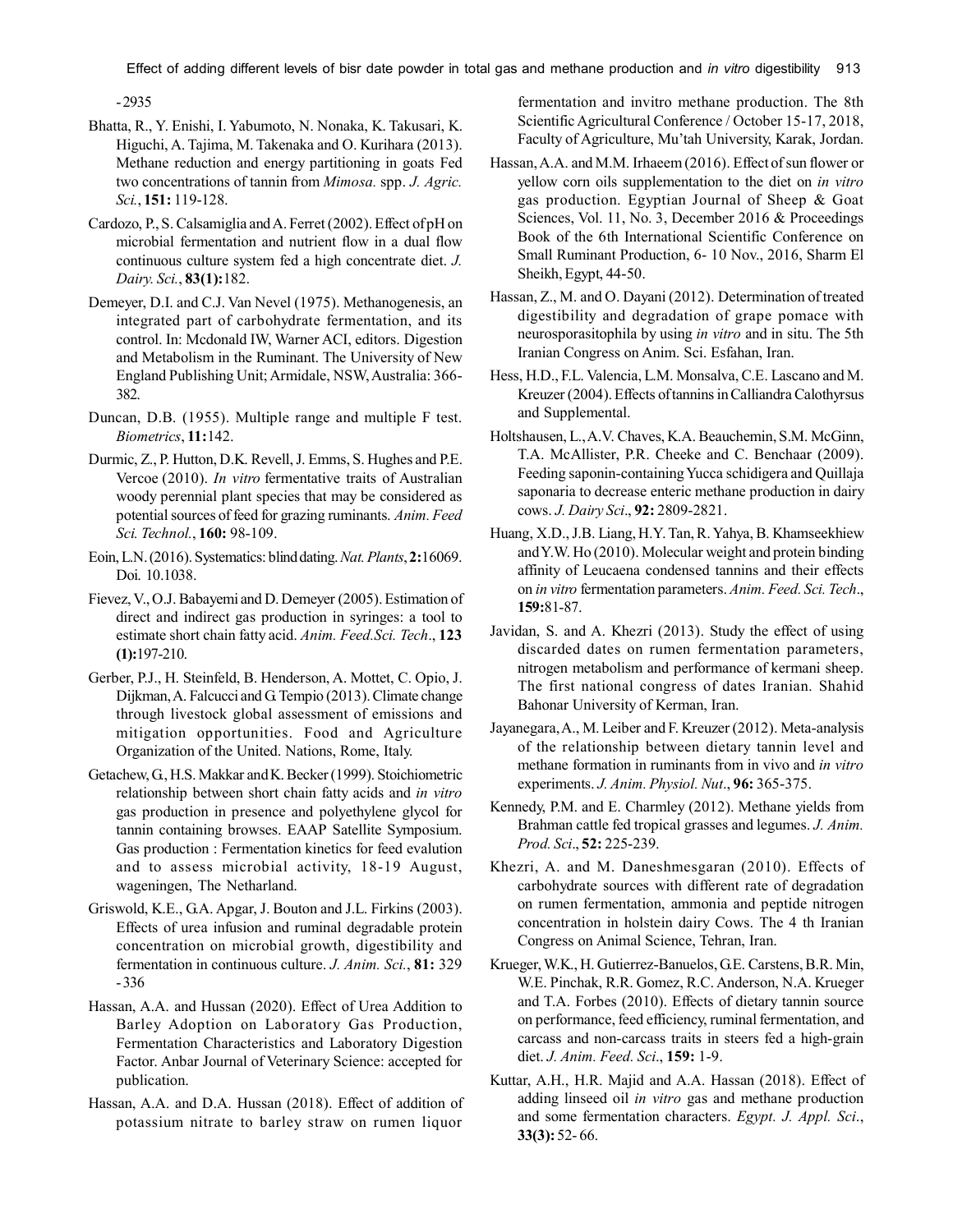-2935

Bhatta, R., Y. Enishi, I. Yabumoto, N. Nonaka, K. Takusari, K. Higuchi, A. Tajima, M. Takenaka and O. Kurihara (2013). Methane reduction and energy partitioning in goats Fed two concentrations of tannin from *Mimosa.* spp. *J. Agric. Sci.*, **151:** 119-128.

Cardozo, P., S. Calsamiglia and A. Ferret (2002). Effect of pH on microbial fermentation and nutrient flow in a dual flow continuous culture system fed a high concentrate diet. *J. Dairy. Sci.*, **83(1):**182.

Demeyer, D.I. and C.J. Van Nevel (1975). Methanogenesis, an integrated part of carbohydrate fermentation, and its control. In: Mcdonald IW, Warner ACI, editors. Digestion and Metabolism in the Ruminant. The University of New England Publishing Unit; Armidale, NSW, Australia: 366-382.

Duncan, D.B. (1955). Multiple range and multiple F test. *Biometrics*, **11:**142.

Durmic, Z., P. Hutton, D.K. Revell, J. Emms, S. Hughes and P.E. Vercoe (2010). *In vitro* fermentative traits of Australian woody perennial plant species that may be considered as potential sources of feed for grazing ruminants. *Anim. Feed Sci. Technol.*, **160:** 98-109.

Eoin, L.N. (2016). Systematics: blind dating. *Nat. Plants*, **2:**16069. Doi. 10.1038.

Fievez, V., O.J. Babayemi and D. Demeyer (2005). Estimation of direct and indirect gas production in syringes: a tool to estimate short chain fatty acid. *Anim. Feed.Sci. Tech*., **123 (1):**197-210.

Gerber, P.J., H. Steinfeld, B. Henderson, A. Mottet, C. Opio, J. Dijkman, A. Falcucci and G. Tempio (2013). Climate change through livestock global assessment of emissions and mitigation opportunities. Food and Agriculture Organization of the United. Nations, Rome, Italy.

Getachew, G., H.S. Makkar and K. Becker (1999). Stoichiometric relationship between short chain fatty acids and *in vitro* gas production in presence and polyethylene glycol for tannin containing browses. EAAP Satellite Symposium. Gas production : Fermentation kinetics for feed evalution and to assess microbial activity, 18-19 August, wageningen, The Netharland.

Griswold, K.E., G.A. Apgar, J. Bouton and J.L. Firkins (2003). Effects of urea infusion and ruminal degradable protein concentration on microbial growth, digestibility and fermentation in continuous culture. *J. Anim. Sci.*, **81:** 329 -336

Hassan, A.A. and Hussan (2020). Effect of Urea Addition to Barley Adoption on Laboratory Gas Production, Fermentation Characteristics and Laboratory Digestion Factor. Anbar Journal of Veterinary Science: accepted for publication.

Hassan, A.A. and D.A. Hussan (2018). Effect of addition of potassium nitrate to barley straw on rumen liquor fermentation and invitro methane production. The 8th Scientific Agricultural Conference / October 15-17, 2018, Faculty of Agriculture, Mu'tah University, Karak, Jordan.

Hassan, A.A. and M.M. Irhaeem (2016). Effect of sun flower or yellow corn oils supplementation to the diet on *in vitro* gas production. Egyptian Journal of Sheep & Goat Sciences, Vol. 11, No. 3, December 2016 & Proceedings Book of the 6th International Scientific Conference on Small Ruminant Production, 6- 10 Nov., 2016, Sharm El Sheikh, Egypt, 44-50.

Hassan, Z., M. and O. Dayani (2012). Determination of treated digestibility and degradation of grape pomace with neurosporasitophila by using *in vitro* and in situ. The 5th Iranian Congress on Anim. Sci. Esfahan, Iran.

Hess, H.D., F.L. Valencia, L.M. Monsalva, C.E. Lascano and M. Kreuzer (2004). Effects of tannins in Calliandra Calothyrsus and Supplemental.

Holtshausen, L., A.V. Chaves, K.A. Beauchemin, S.M. McGinn, T.A. McAllister, P.R. Cheeke and C. Benchaar (2009). Feeding saponin-containing Yucca schidigera and Quillaja saponaria to decrease enteric methane production in dairy cows. *J. Dairy Sci*., **92:** 2809-2821.

Huang, X.D., J.B. Liang, H.Y. Tan, R. Yahya, B. Khamseekhiew and Y.W. Ho (2010). Molecular weight and protein binding affinity of Leucaena condensed tannins and their effects on *in vitro* fermentation parameters. *Anim. Feed. Sci. Tech*., **159:**81-87.

Javidan, S. and A. Khezri (2013). Study the effect of using discarded dates on rumen fermentation parameters, nitrogen metabolism and performance of kermani sheep. The first national congress of dates Iranian. Shahid Bahonar University of Kerman, Iran.

Jayanegara, A., M. Leiber and F. Kreuzer (2012). Meta-analysis of the relationship between dietary tannin level and methane formation in ruminants from in vivo and *in vitro* experiments. *J. Anim. Physiol. Nut*., **96:** 365-375.

Kennedy, P.M. and E. Charmley (2012). Methane yields from Brahman cattle fed tropical grasses and legumes. *J. Anim. Prod. Sci*., **52:** 225-239.

Khezri, A. and M. Daneshmesgaran (2010). Effects of carbohydrate sources with different rate of degradation on rumen fermentation, ammonia and peptide nitrogen concentration in holstein dairy Cows. The 4 th Iranian Congress on Animal Science, Tehran, Iran.

Krueger, W.K., H. Gutierrez-Banuelos, G.E. Carstens, B.R. Min, W.E. Pinchak, R.R. Gomez, R.C. Anderson, N.A. Krueger and T.A. Forbes (2010). Effects of dietary tannin source on performance, feed efficiency, ruminal fermentation, and carcass and non-carcass traits in steers fed a high-grain diet. *J. Anim. Feed. Sci*., **159:** 1-9.

Kuttar, A.H., H.R. Majid and A.A. Hassan (2018). Effect of adding linseed oil *in vitro* gas and methane production and some fermentation characters. *Egypt. J. Appl. Sci*., **33(3):** 52- 66.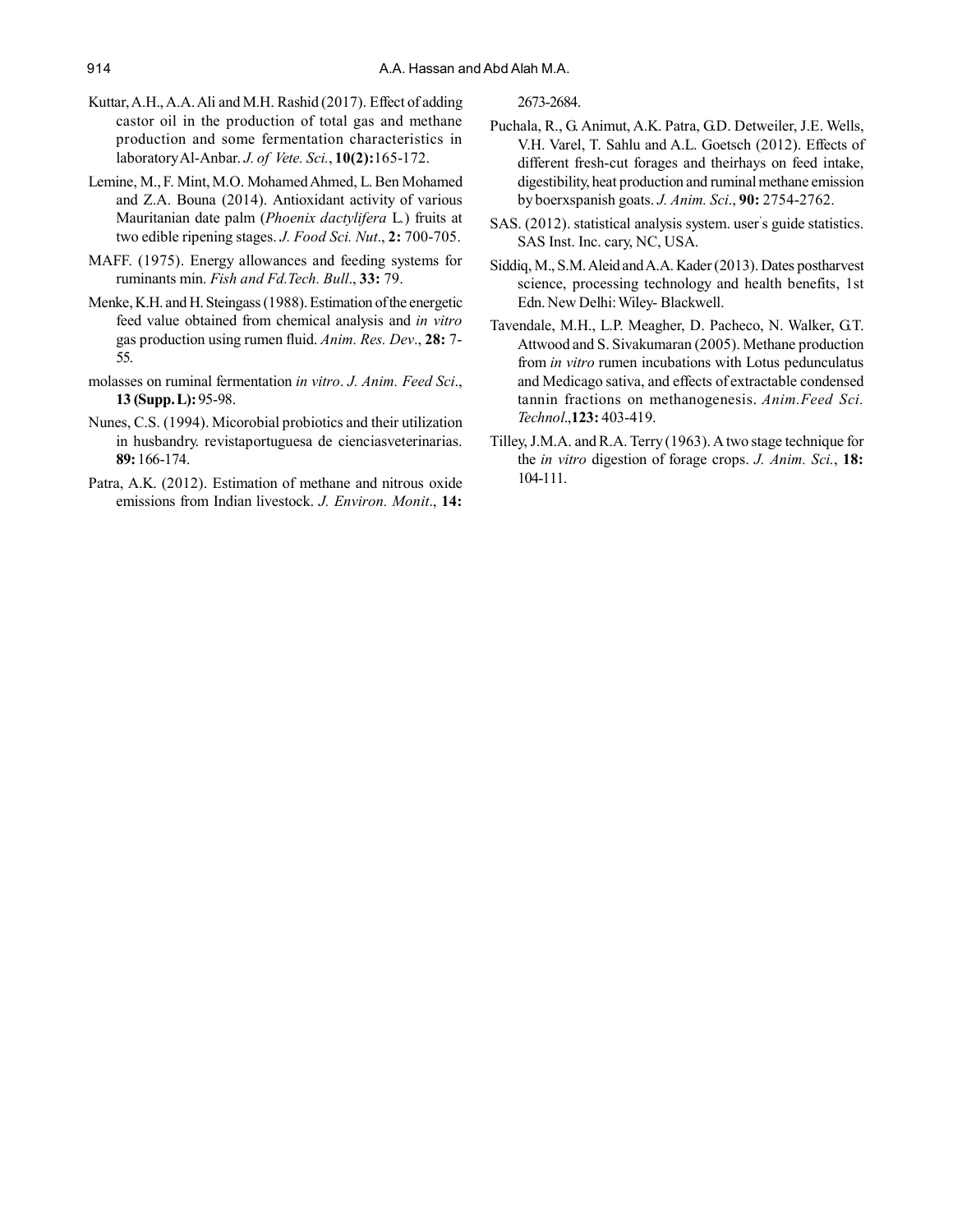Kuttar, A.H., A.A. Ali and M.H. Rashid (2017). Effect of adding castor oil in the production of total gas and methane production and some fermentation characteristics in laboratory Al-Anbar. *J. of Vete. Sci.*, **10(2):** 165-172.

Lemine, M., F. Mint, M.O. Mohamed Ahmed, L. Ben Mohamed and Z.A. Bouna (2014). Antioxidant activity of various Mauritanian date palm (*Phoenix dactylifera* L.) fruits at two edible ripening stages. *J. Food Sci. Nut.*, **2:** 700-705.

MAFF. (1975). Energy allowances and feeding systems for ruminants min. *Fish and Fd.Tech. Bull.*, **33:** 79.

Menke, K.H. and H. Steingass (1988). Estimation of the energetic feed value obtained from chemical analysis and *in vitro* gas production using rumen fluid. *Anim. Res. Dev.*, **28:** 7-55.

molasses on ruminal fermentation *in vitro*. *J. Anim. Feed Sci.*, **13 (Supp. L):** 95-98.

Nunes, C.S. (1994). Micorobial probiotics and their utilization in husbandry. revistaportuguesa de cienciasveterinarias. **89:** 166-174.

Patra, A.K. (2012). Estimation of methane and nitrous oxide emissions from Indian livestock. *J. Environ. Monit.*, **14:** 2673-2684.

Puchala, R., G. Animut, A.K. Patra, G.D. Detweiler, J.E. Wells, V.H. Varel, T. Sahlu and A.L. Goetsch (2012). Effects of different fresh-cut forages and theirhays on feed intake, digestibility, heat production and ruminal methane emission by boerxspanish goats. *J. Anim. Sci.*, **90:** 2754-2762.

SAS. (2012). statistical analysis system. user's guide statistics. SAS Inst. Inc. cary, NC, USA.

Siddiq, M., S.M. Aleid and A.A. Kader (2013). Dates postharvest science, processing technology and health benefits, 1st Edn. New Delhi: Wiley- Blackwell.

Tavendale, M.H., L.P. Meagher, D. Pacheco, N. Walker, G.T. Attwood and S. Sivakumaran (2005). Methane production from *in vitro* rumen incubations with Lotus pedunculatus and Medicago sativa, and effects of extractable condensed tannin fractions on methanogenesis. *Anim.Feed Sci. Technol.*, **123:** 403-419.

Tilley, J.M.A. and R.A. Terry (1963). A two stage technique for the *in vitro* digestion of forage crops. *J. Anim. Sci.*, **18:** 104-111.